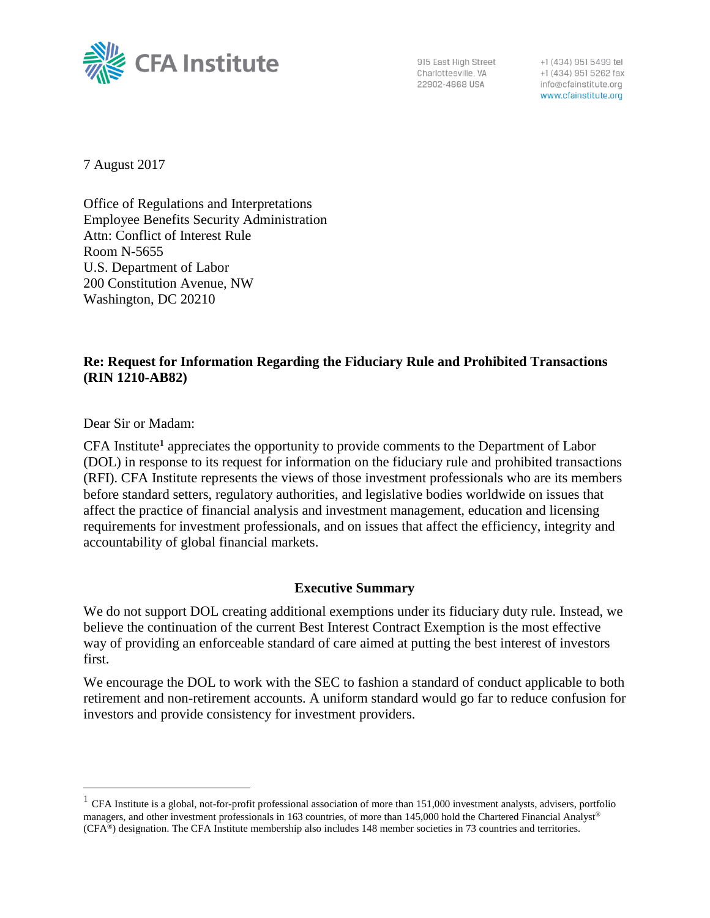**CFA Institute**

915 East High Street
Charlottesville, VA
22902-4868 USA

+1 (434) 951 5499 tel
+1 (434) 951 5262 fax
info@cfainstitute.org
www.cfainstitute.org

7 August 2017

Office of Regulations and Interpretations
Employee Benefits Security Administration
Attn: Conflict of Interest Rule
Room N-5655
U.S. Department of Labor
200 Constitution Avenue, NW
Washington, DC 20210

**Re: Request for Information Regarding the Fiduciary Rule and Prohibited Transactions (RIN 1210-AB82)**

Dear Sir or Madam:

CFA Institute[1] appreciates the opportunity to provide comments to the Department of Labor (DOL) in response to its request for information on the fiduciary rule and prohibited transactions (RFI). CFA Institute represents the views of those investment professionals who are its members before standard setters, regulatory authorities, and legislative bodies worldwide on issues that affect the practice of financial analysis and investment management, education and licensing requirements for investment professionals, and on issues that affect the efficiency, integrity and accountability of global financial markets.

## Executive Summary

We do not support DOL creating additional exemptions under its fiduciary duty rule. Instead, we believe the continuation of the current Best Interest Contract Exemption is the most effective way of providing an enforceable standard of care aimed at putting the best interest of investors first.

We encourage the DOL to work with the SEC to fashion a standard of conduct applicable to both retirement and non-retirement accounts. A uniform standard would go far to reduce confusion for investors and provide consistency for investment providers.

---

[1] CFA Institute is a global, not-for-profit professional association of more than 151,000 investment analysts, advisers, portfolio managers, and other investment professionals in 163 countries, of more than 145,000 hold the Chartered Financial Analyst® (CFA®) designation. The CFA Institute membership also includes 148 member societies in 73 countries and territories.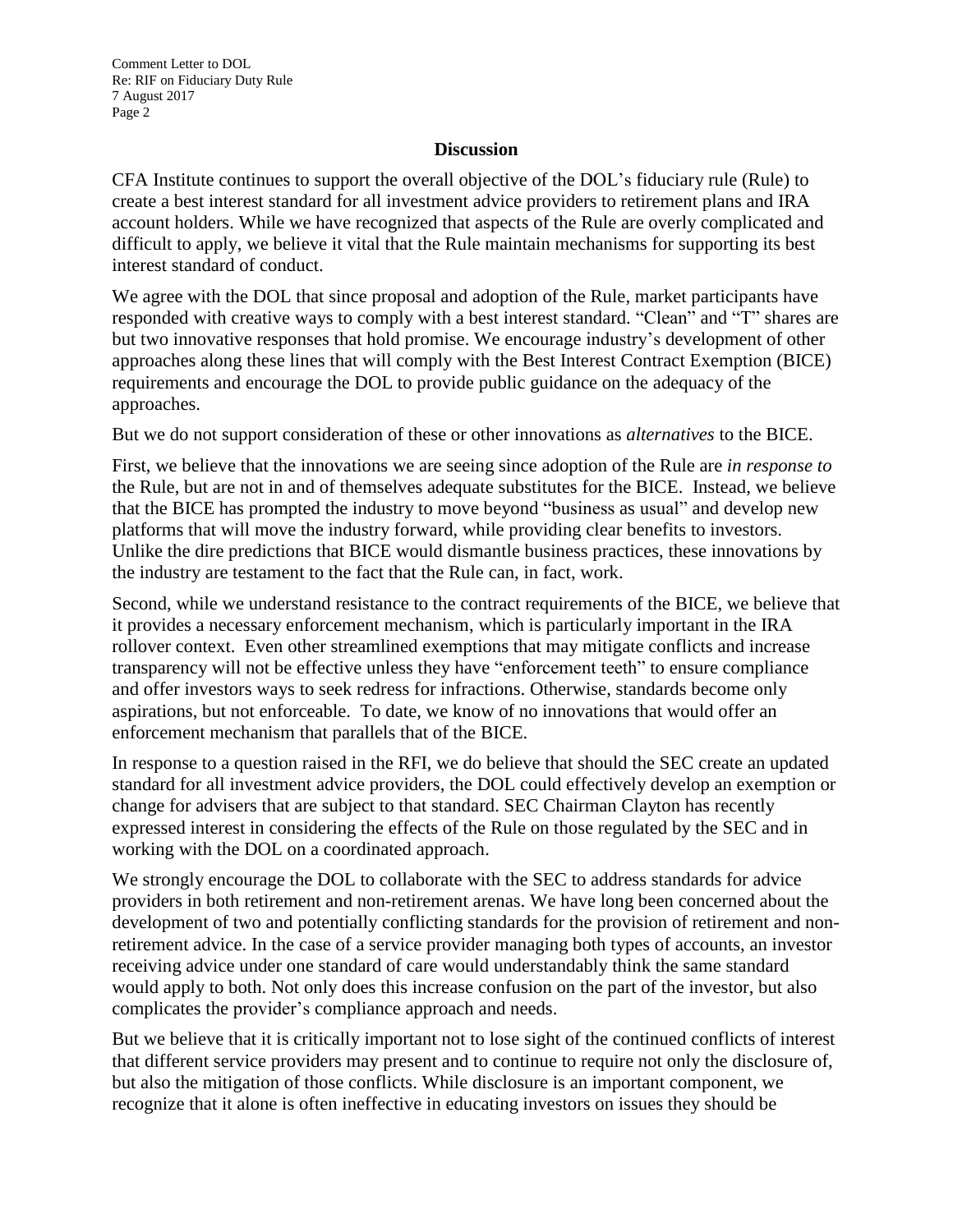## Discussion

CFA Institute continues to support the overall objective of the DOL's fiduciary rule (Rule) to create a best interest standard for all investment advice providers to retirement plans and IRA account holders. While we have recognized that aspects of the Rule are overly complicated and difficult to apply, we believe it vital that the Rule maintain mechanisms for supporting its best interest standard of conduct.

We agree with the DOL that since proposal and adoption of the Rule, market participants have responded with creative ways to comply with a best interest standard. "Clean" and "T" shares are but two innovative responses that hold promise. We encourage industry's development of other approaches along these lines that will comply with the Best Interest Contract Exemption (BICE) requirements and encourage the DOL to provide public guidance on the adequacy of the approaches.

But we do not support consideration of these or other innovations as *alternatives* to the BICE.

First, we believe that the innovations we are seeing since adoption of the Rule are *in response to* the Rule, but are not in and of themselves adequate substitutes for the BICE. Instead, we believe that the BICE has prompted the industry to move beyond "business as usual" and develop new platforms that will move the industry forward, while providing clear benefits to investors. Unlike the dire predictions that BICE would dismantle business practices, these innovations by the industry are testament to the fact that the Rule can, in fact, work.

Second, while we understand resistance to the contract requirements of the BICE, we believe that it provides a necessary enforcement mechanism, which is particularly important in the IRA rollover context. Even other streamlined exemptions that may mitigate conflicts and increase transparency will not be effective unless they have "enforcement teeth" to ensure compliance and offer investors ways to seek redress for infractions. Otherwise, standards become only aspirations, but not enforceable. To date, we know of no innovations that would offer an enforcement mechanism that parallels that of the BICE.

In response to a question raised in the RFI, we do believe that should the SEC create an updated standard for all investment advice providers, the DOL could effectively develop an exemption or change for advisers that are subject to that standard. SEC Chairman Clayton has recently expressed interest in considering the effects of the Rule on those regulated by the SEC and in working with the DOL on a coordinated approach.

We strongly encourage the DOL to collaborate with the SEC to address standards for advice providers in both retirement and non-retirement arenas. We have long been concerned about the development of two and potentially conflicting standards for the provision of retirement and non-retirement advice. In the case of a service provider managing both types of accounts, an investor receiving advice under one standard of care would understandably think the same standard would apply to both. Not only does this increase confusion on the part of the investor, but also complicates the provider's compliance approach and needs.

But we believe that it is critically important not to lose sight of the continued conflicts of interest that different service providers may present and to continue to require not only the disclosure of, but also the mitigation of those conflicts. While disclosure is an important component, we recognize that it alone is often ineffective in educating investors on issues they should be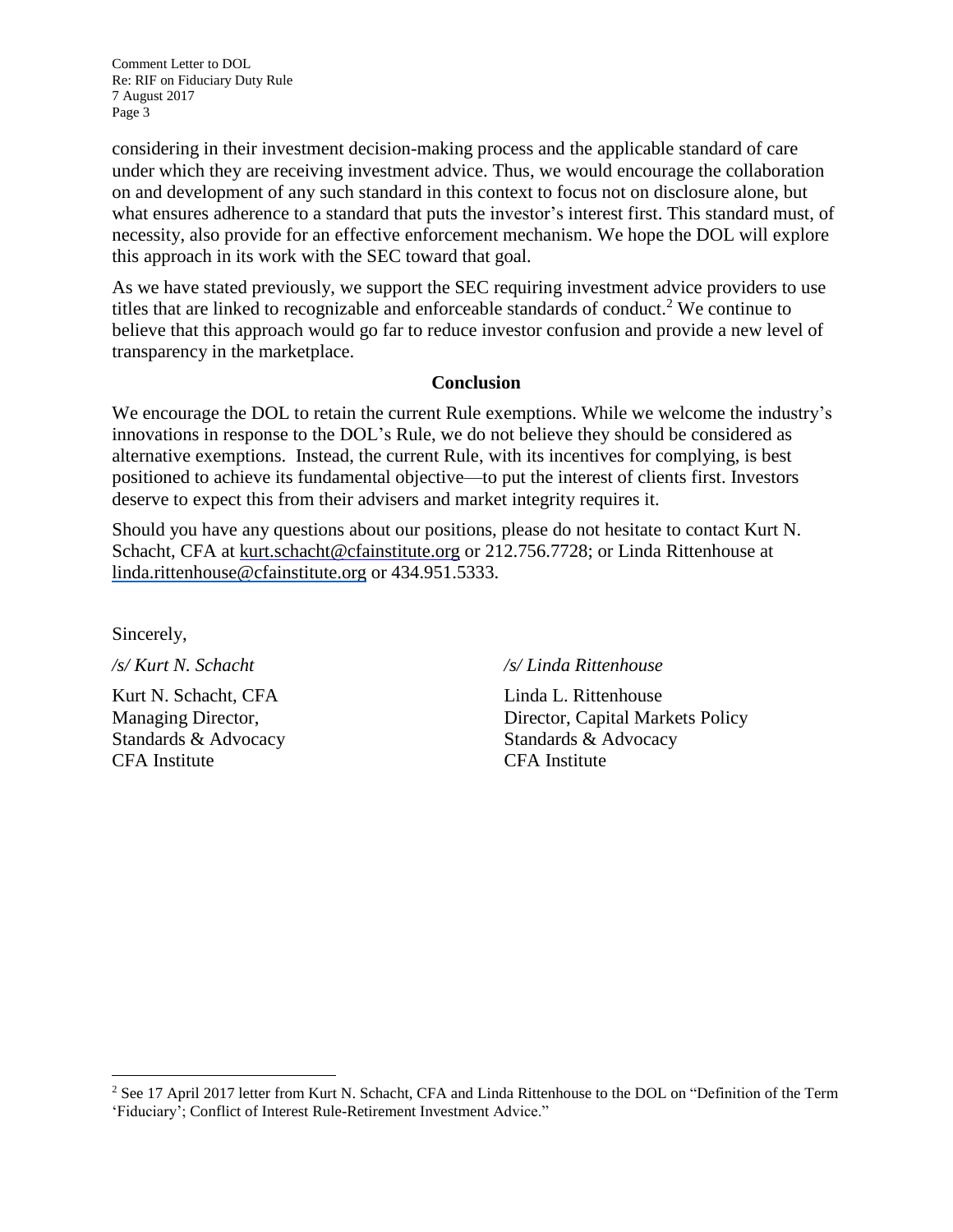considering in their investment decision-making process and the applicable standard of care under which they are receiving investment advice. Thus, we would encourage the collaboration on and development of any such standard in this context to focus not on disclosure alone, but what ensures adherence to a standard that puts the investor's interest first. This standard must, of necessity, also provide for an effective enforcement mechanism. We hope the DOL will explore this approach in its work with the SEC toward that goal.

As we have stated previously, we support the SEC requiring investment advice providers to use titles that are linked to recognizable and enforceable standards of conduct.[2] We continue to believe that this approach would go far to reduce investor confusion and provide a new level of transparency in the marketplace.

## Conclusion

We encourage the DOL to retain the current Rule exemptions. While we welcome the industry's innovations in response to the DOL's Rule, we do not believe they should be considered as alternative exemptions. Instead, the current Rule, with its incentives for complying, is best positioned to achieve its fundamental objective—to put the interest of clients first. Investors deserve to expect this from their advisers and market integrity requires it.

Should you have any questions about our positions, please do not hesitate to contact Kurt N. Schacht, CFA at kurt.schacht@cfainstitute.org or 212.756.7728; or Linda Rittenhouse at linda.rittenhouse@cfainstitute.org or 434.951.5333.

Sincerely,

*/s/ Kurt N. Schacht*

Kurt N. Schacht, CFA
Managing Director,
Standards & Advocacy
CFA Institute

*/s/ Linda Rittenhouse*

Linda L. Rittenhouse
Director, Capital Markets Policy
Standards & Advocacy
CFA Institute

[2] See 17 April 2017 letter from Kurt N. Schacht, CFA and Linda Rittenhouse to the DOL on "Definition of the Term 'Fiduciary'; Conflict of Interest Rule-Retirement Investment Advice."